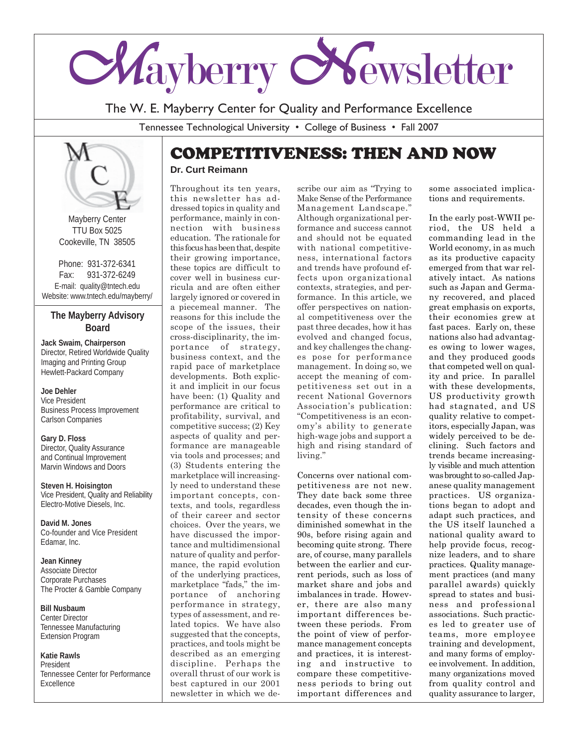# Mayberry Newsletter

The W. E. Mayberry Center for Quality and Performance Excellence

Tennessee Technological University • College of Business • Fall 2007

Mayberry Center
TTU Box 5025
Cookeville, TN 38505

Phone: 931-372-6341
Fax: 931-372-6249
E-mail: quality@tntech.edu
Website: www.tntech.edu/mayberry/

### The Mayberry Advisory Board

**Jack Swaim, Chairperson**
Director, Retired Worldwide Quality
Imaging and Printing Group
Hewlett-Packard Company

**Joe Dehler**
Vice President
Business Process Improvement
Carlson Companies

**Gary D. Floss**
Director, Quality Assurance
and Continual Improvement
Marvin Windows and Doors

**Steven H. Hoisington**
Vice President, Quality and Reliability
Electro-Motive Diesels, Inc.

**David M. Jones**
Co-founder and Vice President
Edamar, Inc.

**Jean Kinney**
Associate Director
Corporate Purchases
The Procter & Gamble Company

**Bill Nusbaum**
Center Director
Tennessee Manufacturing
Extension Program

**Katie Rawls**
President
Tennessee Center for Performance
Excellence

## COMPETITIVENESS: THEN AND NOW

**Dr. Curt Reimann**

Throughout its ten years, this newsletter has addressed topics in quality and performance, mainly in connection with business education. The rationale for this focus has been that, despite their growing importance, these topics are difficult to cover well in business curricula and are often either largely ignored or covered in a piecemeal manner. The reasons for this include the scope of the issues, their cross-disciplinarity, the importance of strategy, business context, and the rapid pace of marketplace developments. Both explicit and implicit in our focus have been: (1) Quality and performance are critical to profitability, survival, and competitive success; (2) Key aspects of quality and performance are manageable via tools and processes; and (3) Students entering the marketplace will increasingly need to understand these important concepts, contexts, and tools, regardless of their career and sector choices. Over the years, we have discussed the importance and multidimensional nature of quality and performance, the rapid evolution of the underlying practices, marketplace "fads," the importance of anchoring performance in strategy, types of assessment, and related topics. We have also suggested that the concepts, practices, and tools might be described as an emerging discipline. Perhaps the overall thrust of our work is best captured in our 2001 newsletter in which we describe our aim as "Trying to Make Sense of the Performance Management Landscape." Although organizational performance and success cannot and should not be equated with national competitiveness, international factors and trends have profound effects upon organizational contexts, strategies, and performance. In this article, we offer perspectives on national competitiveness over the past three decades, how it has evolved and changed focus, and key challenges the changes pose for performance management. In doing so, we accept the meaning of competitiveness set out in a recent National Governors Association's publication: "Competitiveness is an economy's ability to generate high-wage jobs and support a high and rising standard of living."

Concerns over national competitiveness are not new. They date back some three decades, even though the intensity of these concerns diminished somewhat in the 90s, before rising again and becoming quite strong. There are, of course, many parallels between the earlier and current periods, such as loss of market share and jobs and imbalances in trade. However, there are also many important differences between these periods. From the point of view of performance management concepts and practices, it is interesting and instructive to compare these competitiveness periods to bring out important differences and some associated implications and requirements.

In the early post-WWII period, the US held a commanding lead in the World economy, in as much as its productive capacity emerged from that war relatively intact. As nations such as Japan and Germany recovered, and placed great emphasis on exports, their economies grew at fast paces. Early on, these nations also had advantages owing to lower wages, and they produced goods that competed well on quality and price. In parallel with these developments, US productivity growth had stagnated, and US quality relative to competitors, especially Japan, was widely perceived to be declining. Such factors and trends became increasingly visible and much attention was brought to so-called Japanese quality management practices. US organizations began to adopt and adapt such practices, and the US itself launched a national quality award to help provide focus, recognize leaders, and to share practices. Quality management practices (and many parallel awards) quickly spread to states and business and professional associations. Such practices led to greater use of teams, more employee training and development, and many forms of employee involvement. In addition, many organizations moved from quality control and quality assurance to larger,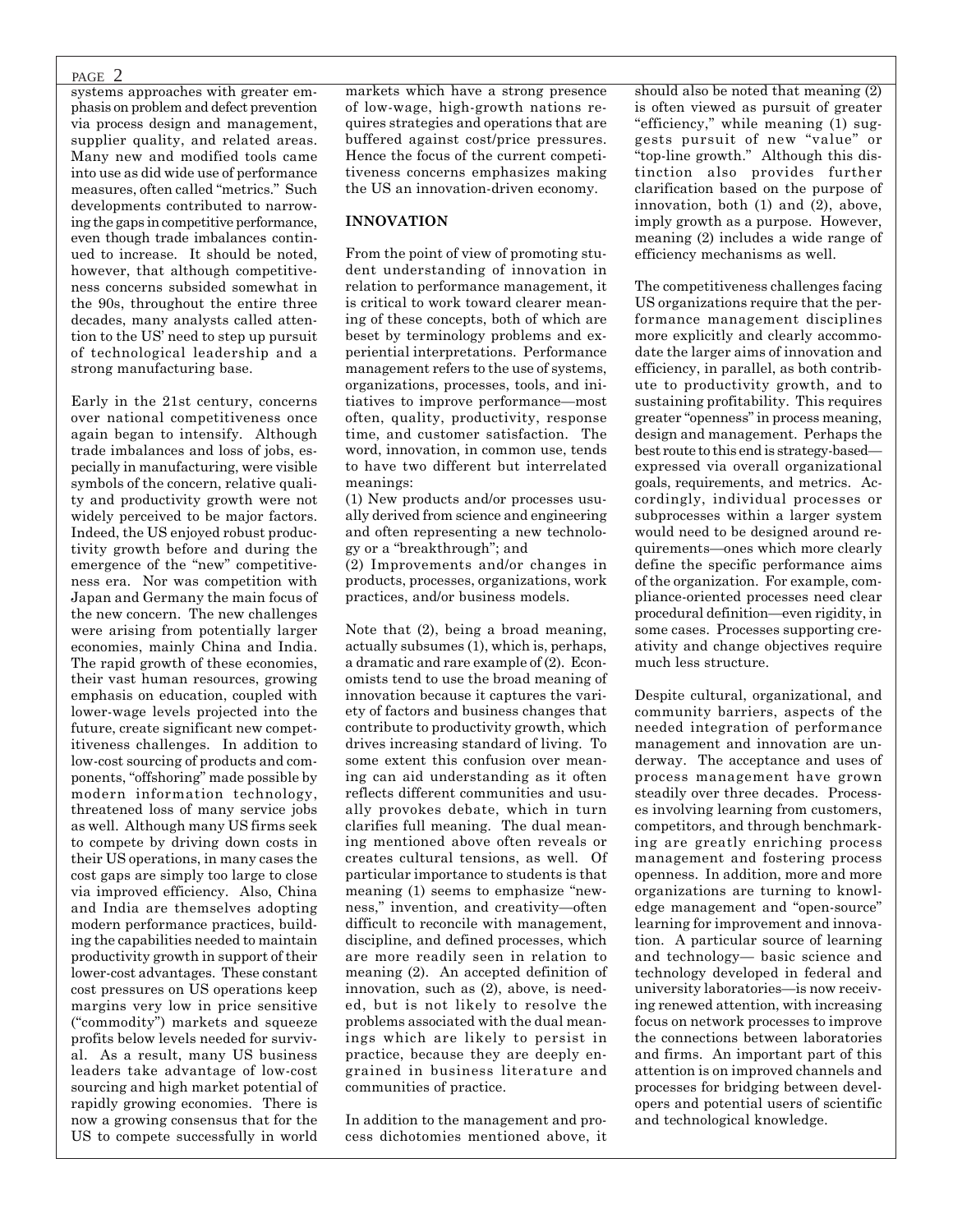systems approaches with greater emphasis on problem and defect prevention via process design and management, supplier quality, and related areas. Many new and modified tools came into use as did wide use of performance measures, often called "metrics." Such developments contributed to narrowing the gaps in competitive performance, even though trade imbalances continued to increase. It should be noted, however, that although competitiveness concerns subsided somewhat in the 90s, throughout the entire three decades, many analysts called attention to the US' need to step up pursuit of technological leadership and a strong manufacturing base.

Early in the 21st century, concerns over national competitiveness once again began to intensify. Although trade imbalances and loss of jobs, especially in manufacturing, were visible symbols of the concern, relative quality and productivity growth were not widely perceived to be major factors. Indeed, the US enjoyed robust productivity growth before and during the emergence of the "new" competitiveness era. Nor was competition with Japan and Germany the main focus of the new concern. The new challenges were arising from potentially larger economies, mainly China and India. The rapid growth of these economies, their vast human resources, growing emphasis on education, coupled with lower-wage levels projected into the future, create significant new competitiveness challenges. In addition to low-cost sourcing of products and components, "offshoring" made possible by modern information technology, threatened loss of many service jobs as well. Although many US firms seek to compete by driving down costs in their US operations, in many cases the cost gaps are simply too large to close via improved efficiency. Also, China and India are themselves adopting modern performance practices, building the capabilities needed to maintain productivity growth in support of their lower-cost advantages. These constant cost pressures on US operations keep margins very low in price sensitive ("commodity") markets and squeeze profits below levels needed for survival. As a result, many US business leaders take advantage of low-cost sourcing and high market potential of rapidly growing economies. There is now a growing consensus that for the US to compete successfully in world markets which have a strong presence of low-wage, high-growth nations requires strategies and operations that are buffered against cost/price pressures. Hence the focus of the current competitiveness concerns emphasizes making the US an innovation-driven economy.

## INNOVATION

From the point of view of promoting student understanding of innovation in relation to performance management, it is critical to work toward clearer meaning of these concepts, both of which are beset by terminology problems and experiential interpretations. Performance management refers to the use of systems, organizations, processes, tools, and initiatives to improve performance—most often, quality, productivity, response time, and customer satisfaction. The word, innovation, in common use, tends to have two different but interrelated meanings:

(1) New products and/or processes usually derived from science and engineering and often representing a new technology or a "breakthrough"; and

(2) Improvements and/or changes in products, processes, organizations, work practices, and/or business models.

Note that (2), being a broad meaning, actually subsumes (1), which is, perhaps, a dramatic and rare example of (2). Economists tend to use the broad meaning of innovation because it captures the variety of factors and business changes that contribute to productivity growth, which drives increasing standard of living. To some extent this confusion over meaning can aid understanding as it often reflects different communities and usually provokes debate, which in turn clarifies full meaning. The dual meaning mentioned above often reveals or creates cultural tensions, as well. Of particular importance to students is that meaning (1) seems to emphasize "newness," invention, and creativity—often difficult to reconcile with management, discipline, and defined processes, which are more readily seen in relation to meaning (2). An accepted definition of innovation, such as (2), above, is needed, but is not likely to resolve the problems associated with the dual meanings which are likely to persist in practice, because they are deeply engrained in business literature and communities of practice.

In addition to the management and process dichotomies mentioned above, it should also be noted that meaning (2) is often viewed as pursuit of greater "efficiency," while meaning (1) suggests pursuit of new "value" or "top-line growth." Although this distinction also provides further clarification based on the purpose of innovation, both (1) and (2), above, imply growth as a purpose. However, meaning (2) includes a wide range of efficiency mechanisms as well.

The competitiveness challenges facing US organizations require that the performance management disciplines more explicitly and clearly accommodate the larger aims of innovation and efficiency, in parallel, as both contribute to productivity growth, and to sustaining profitability. This requires greater "openness" in process meaning, design and management. Perhaps the best route to this end is strategy-based—expressed via overall organizational goals, requirements, and metrics. Accordingly, individual processes or subprocesses within a larger system would need to be designed around requirements—ones which more clearly define the specific performance aims of the organization. For example, compliance-oriented processes need clear procedural definition—even rigidity, in some cases. Processes supporting creativity and change objectives require much less structure.

Despite cultural, organizational, and community barriers, aspects of the needed integration of performance management and innovation are underway. The acceptance and uses of process management have grown steadily over three decades. Processes involving learning from customers, competitors, and through benchmarking are greatly enriching process management and fostering process openness. In addition, more and more organizations are turning to knowledge management and "open-source" learning for improvement and innovation. A particular source of learning and technology— basic science and technology developed in federal and university laboratories—is now receiving renewed attention, with increasing focus on network processes to improve the connections between laboratories and firms. An important part of this attention is on improved channels and processes for bridging between developers and potential users of scientific and technological knowledge.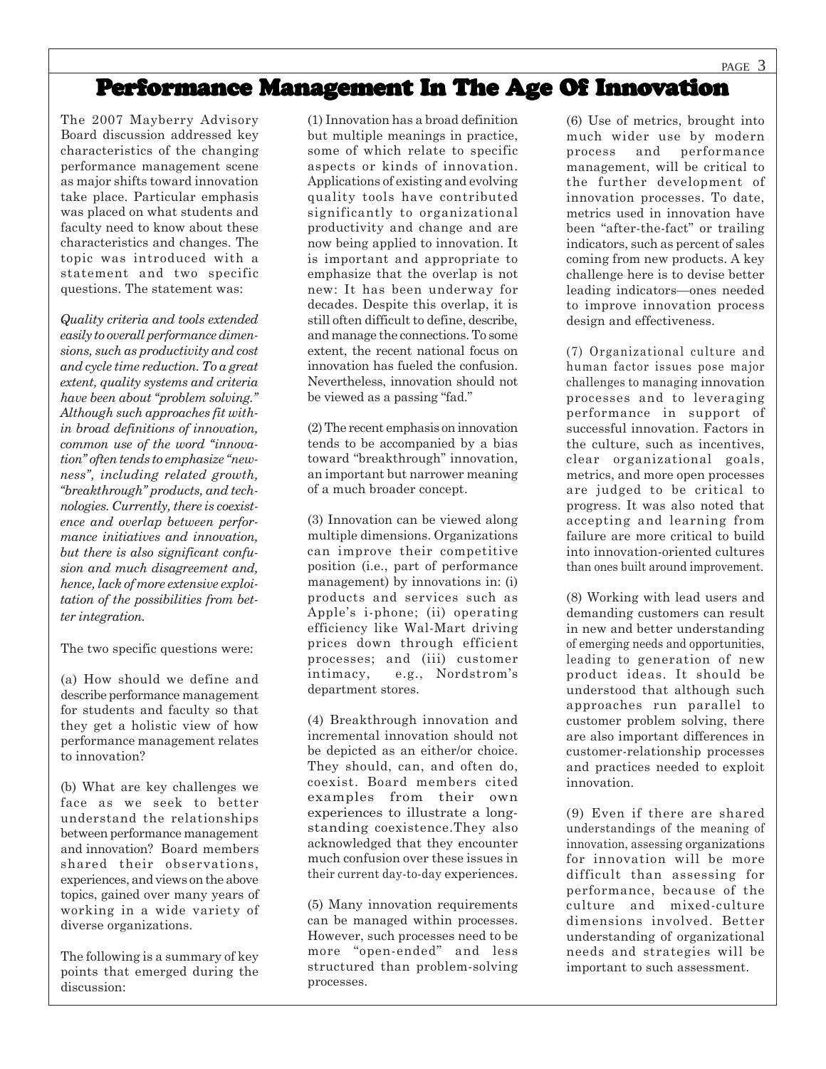# Performance Management In The Age Of Innovation

The 2007 Mayberry Advisory Board discussion addressed key characteristics of the changing performance management scene as major shifts toward innovation take place. Particular emphasis was placed on what students and faculty need to know about these characteristics and changes. The topic was introduced with a statement and two specific questions. The statement was:

*Quality criteria and tools extended easily to overall performance dimensions, such as productivity and cost and cycle time reduction. To a great extent, quality systems and criteria have been about "problem solving." Although such approaches fit within broad definitions of innovation, common use of the word "innovation" often tends to emphasize "newness", including related growth, "breakthrough" products, and technologies. Currently, there is coexistence and overlap between performance initiatives and innovation, but there is also significant confusion and much disagreement and, hence, lack of more extensive exploitation of the possibilities from better integration.*

The two specific questions were:

(a) How should we define and describe performance management for students and faculty so that they get a holistic view of how performance management relates to innovation?

(b) What are key challenges we face as we seek to better understand the relationships between performance management and innovation? Board members shared their observations, experiences, and views on the above topics, gained over many years of working in a wide variety of diverse organizations.

The following is a summary of key points that emerged during the discussion:

(1) Innovation has a broad definition but multiple meanings in practice, some of which relate to specific aspects or kinds of innovation. Applications of existing and evolving quality tools have contributed significantly to organizational productivity and change and are now being applied to innovation. It is important and appropriate to emphasize that the overlap is not new: It has been underway for decades. Despite this overlap, it is still often difficult to define, describe, and manage the connections. To some extent, the recent national focus on innovation has fueled the confusion. Nevertheless, innovation should not be viewed as a passing "fad."

(2) The recent emphasis on innovation tends to be accompanied by a bias toward "breakthrough" innovation, an important but narrower meaning of a much broader concept.

(3) Innovation can be viewed along multiple dimensions. Organizations can improve their competitive position (i.e., part of performance management) by innovations in: (i) products and services such as Apple's i-phone; (ii) operating efficiency like Wal-Mart driving prices down through efficient processes; and (iii) customer intimacy, e.g., Nordstrom's department stores.

(4) Breakthrough innovation and incremental innovation should not be depicted as an either/or choice. They should, can, and often do, coexist. Board members cited examples from their own experiences to illustrate a long-standing coexistence.They also acknowledged that they encounter much confusion over these issues in their current day-to-day experiences.

(5) Many innovation requirements can be managed within processes. However, such processes need to be more "open-ended" and less structured than problem-solving processes.

(6) Use of metrics, brought into much wider use by modern process and performance management, will be critical to the further development of innovation processes. To date, metrics used in innovation have been "after-the-fact" or trailing indicators, such as percent of sales coming from new products. A key challenge here is to devise better leading indicators—ones needed to improve innovation process design and effectiveness.

(7) Organizational culture and human factor issues pose major challenges to managing innovation processes and to leveraging performance in support of successful innovation. Factors in the culture, such as incentives, clear organizational goals, metrics, and more open processes are judged to be critical to progress. It was also noted that accepting and learning from failure are more critical to build into innovation-oriented cultures than ones built around improvement.

(8) Working with lead users and demanding customers can result in new and better understanding of emerging needs and opportunities, leading to generation of new product ideas. It should be understood that although such approaches run parallel to customer problem solving, there are also important differences in customer-relationship processes and practices needed to exploit innovation.

(9) Even if there are shared understandings of the meaning of innovation, assessing organizations for innovation will be more difficult than assessing for performance, because of the culture and mixed-culture dimensions involved. Better understanding of organizational needs and strategies will be important to such assessment.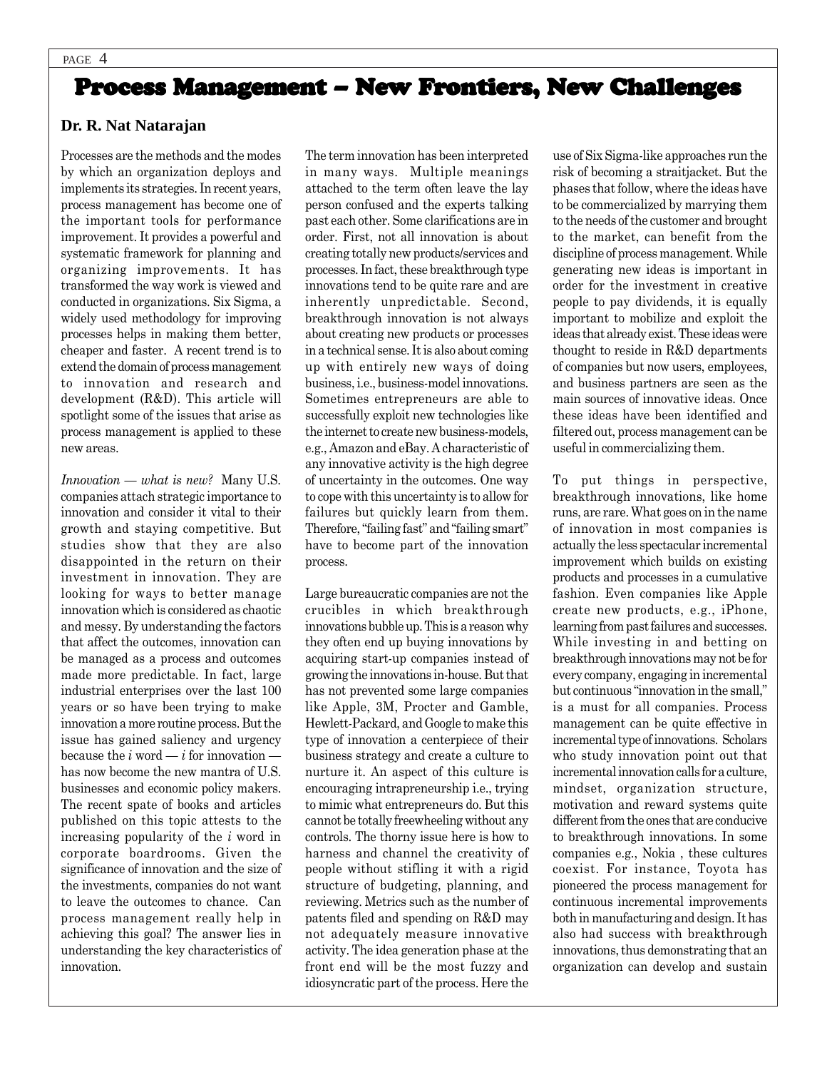# Process Management – New Frontiers, New Challenges

**Dr. R. Nat Natarajan**

Processes are the methods and the modes by which an organization deploys and implements its strategies. In recent years, process management has become one of the important tools for performance improvement. It provides a powerful and systematic framework for planning and organizing improvements. It has transformed the way work is viewed and conducted in organizations. Six Sigma, a widely used methodology for improving processes helps in making them better, cheaper and faster. A recent trend is to extend the domain of process management to innovation and research and development (R&D). This article will spotlight some of the issues that arise as process management is applied to these new areas.

*Innovation — what is new?* Many U.S. companies attach strategic importance to innovation and consider it vital to their growth and staying competitive. But studies show that they are also disappointed in the return on their investment in innovation. They are looking for ways to better manage innovation which is considered as chaotic and messy. By understanding the factors that affect the outcomes, innovation can be managed as a process and outcomes made more predictable. In fact, large industrial enterprises over the last 100 years or so have been trying to make innovation a more routine process. But the issue has gained saliency and urgency because the *i* word — *i* for innovation — has now become the new mantra of U.S. businesses and economic policy makers. The recent spate of books and articles published on this topic attests to the increasing popularity of the *i* word in corporate boardrooms. Given the significance of innovation and the size of the investments, companies do not want to leave the outcomes to chance. Can process management really help in achieving this goal? The answer lies in understanding the key characteristics of innovation.

The term innovation has been interpreted in many ways. Multiple meanings attached to the term often leave the lay person confused and the experts talking past each other. Some clarifications are in order. First, not all innovation is about creating totally new products/services and processes. In fact, these breakthrough type innovations tend to be quite rare and are inherently unpredictable. Second, breakthrough innovation is not always about creating new products or processes in a technical sense. It is also about coming up with entirely new ways of doing business, i.e., business-model innovations. Sometimes entrepreneurs are able to successfully exploit new technologies like the internet to create new business-models, e.g., Amazon and eBay. A characteristic of any innovative activity is the high degree of uncertainty in the outcomes. One way to cope with this uncertainty is to allow for failures but quickly learn from them. Therefore, "failing fast" and "failing smart" have to become part of the innovation process.

Large bureaucratic companies are not the crucibles in which breakthrough innovations bubble up. This is a reason why they often end up buying innovations by acquiring start-up companies instead of growing the innovations in-house. But that has not prevented some large companies like Apple, 3M, Procter and Gamble, Hewlett-Packard, and Google to make this type of innovation a centerpiece of their business strategy and create a culture to nurture it. An aspect of this culture is encouraging intrapreneurship i.e., trying to mimic what entrepreneurs do. But this cannot be totally freewheeling without any controls. The thorny issue here is how to harness and channel the creativity of people without stifling it with a rigid structure of budgeting, planning, and reviewing. Metrics such as the number of patents filed and spending on R&D may not adequately measure innovative activity. The idea generation phase at the front end will be the most fuzzy and idiosyncratic part of the process. Here the use of Six Sigma-like approaches run the risk of becoming a straitjacket. But the phases that follow, where the ideas have to be commercialized by marrying them to the needs of the customer and brought to the market, can benefit from the discipline of process management. While generating new ideas is important in order for the investment in creative people to pay dividends, it is equally important to mobilize and exploit the ideas that already exist. These ideas were thought to reside in R&D departments of companies but now users, employees, and business partners are seen as the main sources of innovative ideas. Once these ideas have been identified and filtered out, process management can be useful in commercializing them.

To put things in perspective, breakthrough innovations, like home runs, are rare. What goes on in the name of innovation in most companies is actually the less spectacular incremental improvement which builds on existing products and processes in a cumulative fashion. Even companies like Apple create new products, e.g., iPhone, learning from past failures and successes. While investing in and betting on breakthrough innovations may not be for every company, engaging in incremental but continuous "innovation in the small," is a must for all companies. Process management can be quite effective in incremental type of innovations. Scholars who study innovation point out that incremental innovation calls for a culture, mindset, organization structure, motivation and reward systems quite different from the ones that are conducive to breakthrough innovations. In some companies e.g., Nokia , these cultures coexist. For instance, Toyota has pioneered the process management for continuous incremental improvements both in manufacturing and design. It has also had success with breakthrough innovations, thus demonstrating that an organization can develop and sustain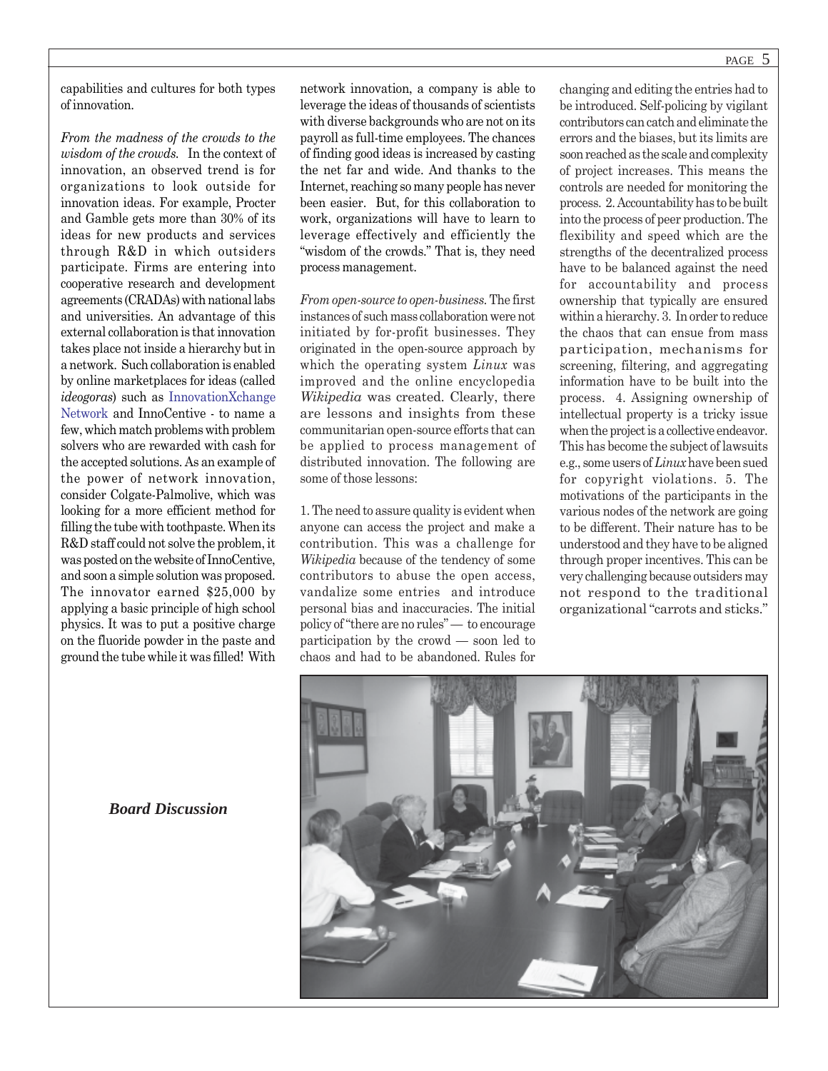capabilities and cultures for both types of innovation.

*From the madness of the crowds to the wisdom of the crowds.* In the context of innovation, an observed trend is for organizations to look outside for innovation ideas. For example, Procter and Gamble gets more than 30% of its ideas for new products and services through R&D in which outsiders participate. Firms are entering into cooperative research and development agreements (CRADAs) with national labs and universities. An advantage of this external collaboration is that innovation takes place not inside a hierarchy but in a network. Such collaboration is enabled by online marketplaces for ideas (called *ideogoras*) such as InnovationXchange Network and InnoCentive - to name a few, which match problems with problem solvers who are rewarded with cash for the accepted solutions. As an example of the power of network innovation, consider Colgate-Palmolive, which was looking for a more efficient method for filling the tube with toothpaste. When its R&D staff could not solve the problem, it was posted on the website of InnoCentive, and soon a simple solution was proposed. The innovator earned $25,000 by applying a basic principle of high school physics. It was to put a positive charge on the fluoride powder in the paste and ground the tube while it was filled! With network innovation, a company is able to leverage the ideas of thousands of scientists with diverse backgrounds who are not on its payroll as full-time employees. The chances of finding good ideas is increased by casting the net far and wide. And thanks to the Internet, reaching so many people has never been easier. But, for this collaboration to work, organizations will have to learn to leverage effectively and efficiently the "wisdom of the crowds." That is, they need process management.

*From open-source to open-business.* The first instances of such mass collaboration were not initiated by for-profit businesses. They originated in the open-source approach by which the operating system *Linux* was improved and the online encyclopedia *Wikipedia* was created. Clearly, there are lessons and insights from these communitarian open-source efforts that can be applied to process management of distributed innovation. The following are some of those lessons:

1. The need to assure quality is evident when anyone can access the project and make a contribution. This was a challenge for *Wikipedia* because of the tendency of some contributors to abuse the open access, vandalize some entries and introduce personal bias and inaccuracies. The initial policy of "there are no rules" — to encourage participation by the crowd — soon led to chaos and had to be abandoned. Rules for changing and editing the entries had to be introduced. Self-policing by vigilant contributors can catch and eliminate the errors and the biases, but its limits are soon reached as the scale and complexity of project increases. This means the controls are needed for monitoring the process. 2. Accountability has to be built into the process of peer production. The flexibility and speed which are the strengths of the decentralized process have to be balanced against the need for accountability and process ownership that typically are ensured within a hierarchy. 3. In order to reduce the chaos that can ensue from mass participation, mechanisms for screening, filtering, and aggregating information have to be built into the process. 4. Assigning ownership of intellectual property is a tricky issue when the project is a collective endeavor. This has become the subject of lawsuits e.g., some users of *Linux* have been sued for copyright violations. 5. The motivations of the participants in the various nodes of the network are going to be different. Their nature has to be understood and they have to be aligned through proper incentives. This can be very challenging because outsiders may not respond to the traditional organizational "carrots and sticks."

***Board Discussion***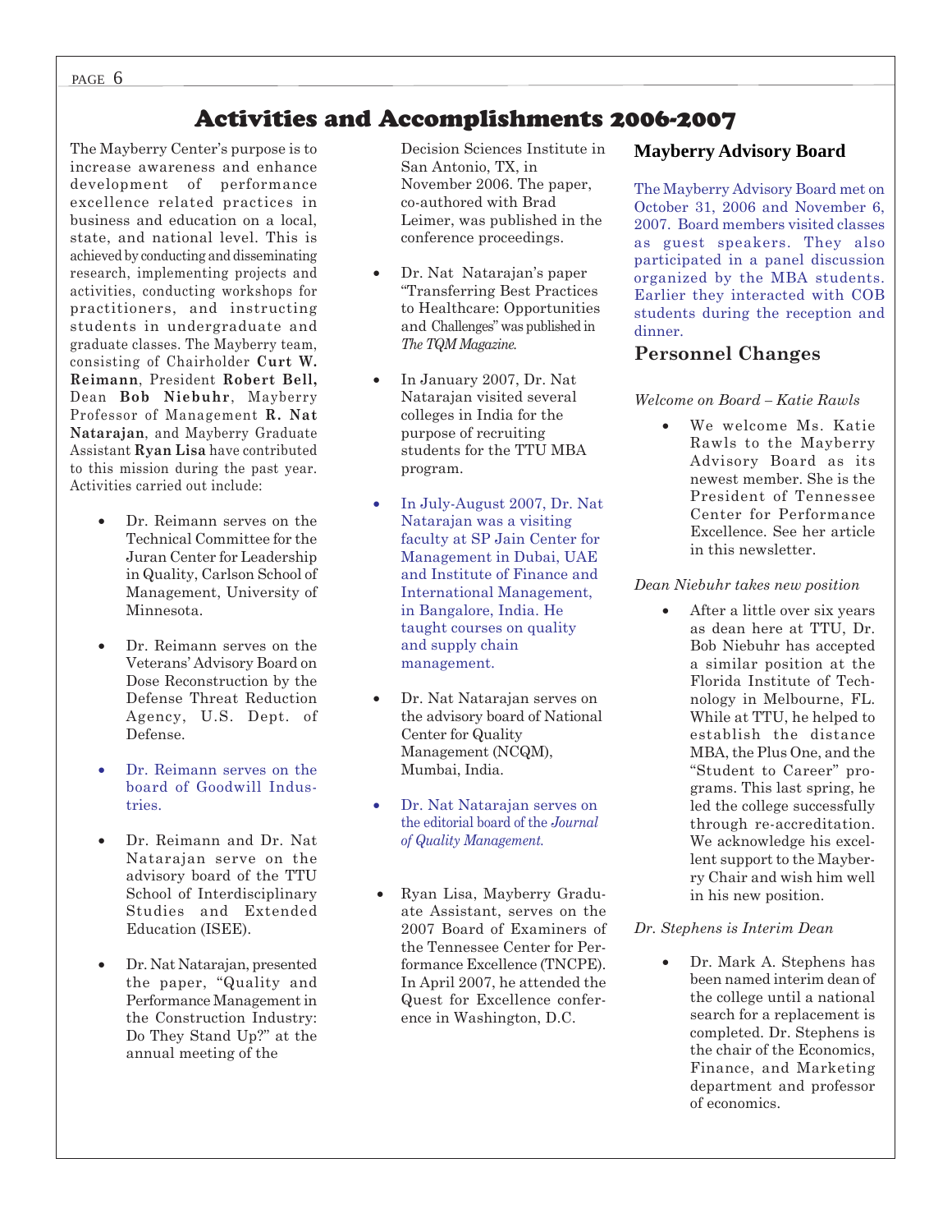# Activities and Accomplishments 2006-2007

The Mayberry Center's purpose is to increase awareness and enhance development of performance excellence related practices in business and education on a local, state, and national level. This is achieved by conducting and disseminating research, implementing projects and activities, conducting workshops for practitioners, and instructing students in undergraduate and graduate classes. The Mayberry team, consisting of Chairholder **Curt W. Reimann**, President **Robert Bell,** Dean **Bob Niebuhr**, Mayberry Professor of Management **R. Nat Natarajan**, and Mayberry Graduate Assistant **Ryan Lisa** have contributed to this mission during the past year. Activities carried out include:

- Dr. Reimann serves on the Technical Committee for the Juran Center for Leadership in Quality, Carlson School of Management, University of Minnesota.
- Dr. Reimann serves on the Veterans' Advisory Board on Dose Reconstruction by the Defense Threat Reduction Agency, U.S. Dept. of Defense.
- Dr. Reimann serves on the board of Goodwill Industries.
- Dr. Reimann and Dr. Nat Natarajan serve on the advisory board of the TTU School of Interdisciplinary Studies and Extended Education (ISEE).
- Dr. Nat Natarajan, presented the paper, "Quality and Performance Management in the Construction Industry: Do They Stand Up?" at the annual meeting of the Decision Sciences Institute in San Antonio, TX, in November 2006. The paper, co-authored with Brad Leimer, was published in the conference proceedings.
- Dr. Nat Natarajan's paper "Transferring Best Practices to Healthcare: Opportunities and Challenges" was published in *The TQM Magazine*.
- In January 2007, Dr. Nat Natarajan visited several colleges in India for the purpose of recruiting students for the TTU MBA program.
- In July-August 2007, Dr. Nat Natarajan was a visiting faculty at SP Jain Center for Management in Dubai, UAE and Institute of Finance and International Management, in Bangalore, India. He taught courses on quality and supply chain management.
- Dr. Nat Natarajan serves on the advisory board of National Center for Quality Management (NCQM), Mumbai, India.
- Dr. Nat Natarajan serves on the editorial board of the *Journal of Quality Management.*
- Ryan Lisa, Mayberry Graduate Assistant, serves on the 2007 Board of Examiners of the Tennessee Center for Performance Excellence (TNCPE). In April 2007, he attended the Quest for Excellence conference in Washington, D.C.

## Mayberry Advisory Board

The Mayberry Advisory Board met on October 31, 2006 and November 6, 2007. Board members visited classes as guest speakers. They also participated in a panel discussion organized by the MBA students. Earlier they interacted with COB students during the reception and dinner.

## Personnel Changes

*Welcome on Board – Katie Rawls*

- We welcome Ms. Katie Rawls to the Mayberry Advisory Board as its newest member. She is the President of Tennessee Center for Performance Excellence. See her article in this newsletter.

*Dean Niebuhr takes new position*

- After a little over six years as dean here at TTU, Dr. Bob Niebuhr has accepted a similar position at the Florida Institute of Technology in Melbourne, FL. While at TTU, he helped to establish the distance MBA, the Plus One, and the "Student to Career" programs. This last spring, he led the college successfully through re-accreditation. We acknowledge his excellent support to the Mayberry Chair and wish him well in his new position.

*Dr. Stephens is Interim Dean*

- Dr. Mark A. Stephens has been named interim dean of the college until a national search for a replacement is completed. Dr. Stephens is the chair of the Economics, Finance, and Marketing department and professor of economics.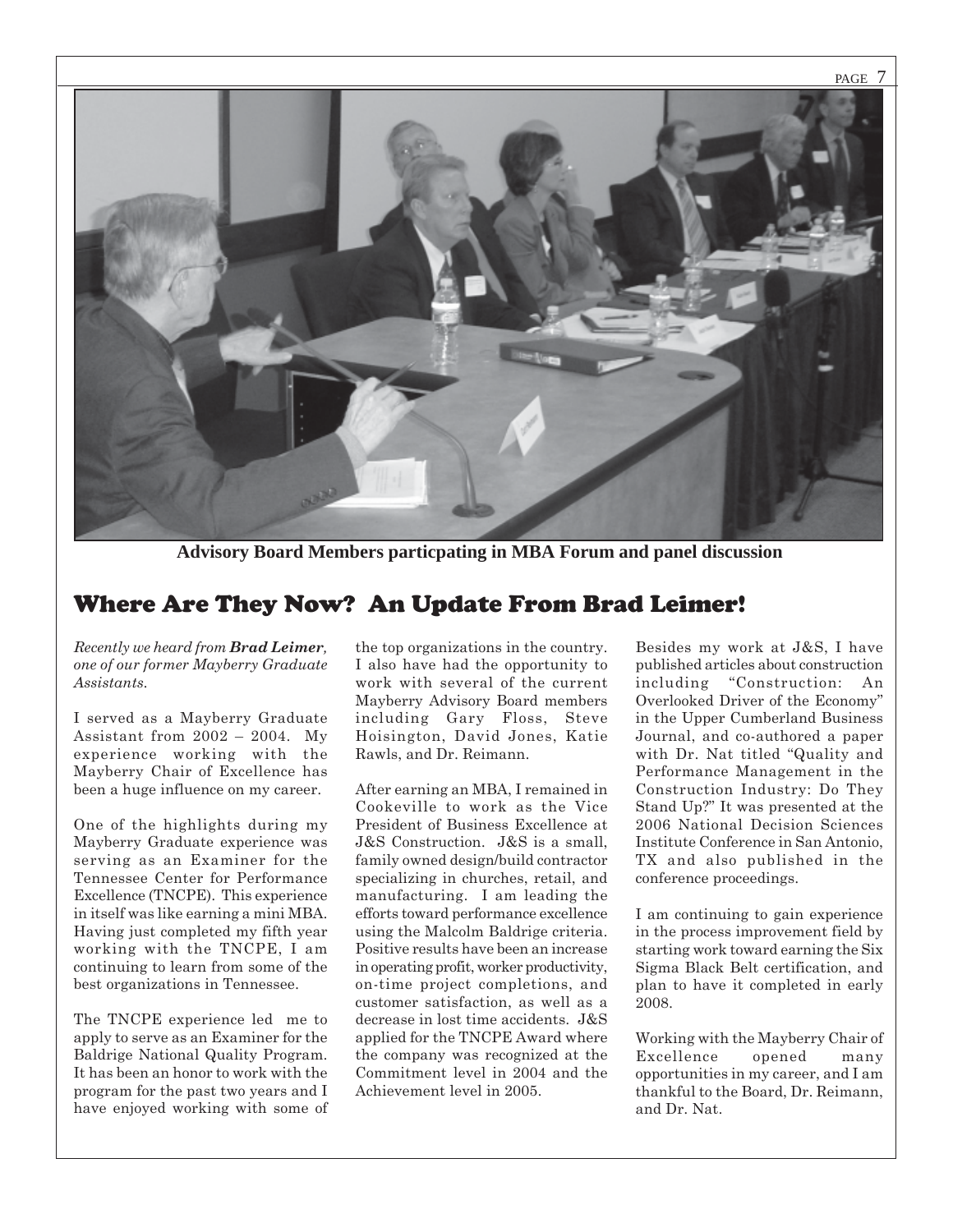Advisory Board Members particpating in MBA Forum and panel discussion

## Where Are They Now? An Update From Brad Leimer!

*Recently we heard from **Brad Leimer,** one of our former Mayberry Graduate Assistants.*

I served as a Mayberry Graduate Assistant from 2002 – 2004. My experience working with the Mayberry Chair of Excellence has been a huge influence on my career.

One of the highlights during my Mayberry Graduate experience was serving as an Examiner for the Tennessee Center for Performance Excellence (TNCPE). This experience in itself was like earning a mini MBA. Having just completed my fifth year working with the TNCPE, I am continuing to learn from some of the best organizations in Tennessee.

The TNCPE experience led me to apply to serve as an Examiner for the Baldrige National Quality Program. It has been an honor to work with the program for the past two years and I have enjoyed working with some of the top organizations in the country. I also have had the opportunity to work with several of the current Mayberry Advisory Board members including Gary Floss, Steve Hoisington, David Jones, Katie Rawls, and Dr. Reimann.

After earning an MBA, I remained in Cookeville to work as the Vice President of Business Excellence at J&S Construction. J&S is a small, family owned design/build contractor specializing in churches, retail, and manufacturing. I am leading the efforts toward performance excellence using the Malcolm Baldrige criteria. Positive results have been an increase in operating profit, worker productivity, on-time project completions, and customer satisfaction, as well as a decrease in lost time accidents. J&S applied for the TNCPE Award where the company was recognized at the Commitment level in 2004 and the Achievement level in 2005.

Besides my work at J&S, I have published articles about construction including "Construction: An Overlooked Driver of the Economy" in the Upper Cumberland Business Journal, and co-authored a paper with Dr. Nat titled "Quality and Performance Management in the Construction Industry: Do They Stand Up?" It was presented at the 2006 National Decision Sciences Institute Conference in San Antonio, TX and also published in the conference proceedings.

I am continuing to gain experience in the process improvement field by starting work toward earning the Six Sigma Black Belt certification, and plan to have it completed in early 2008.

Working with the Mayberry Chair of Excellence opened many opportunities in my career, and I am thankful to the Board, Dr. Reimann, and Dr. Nat.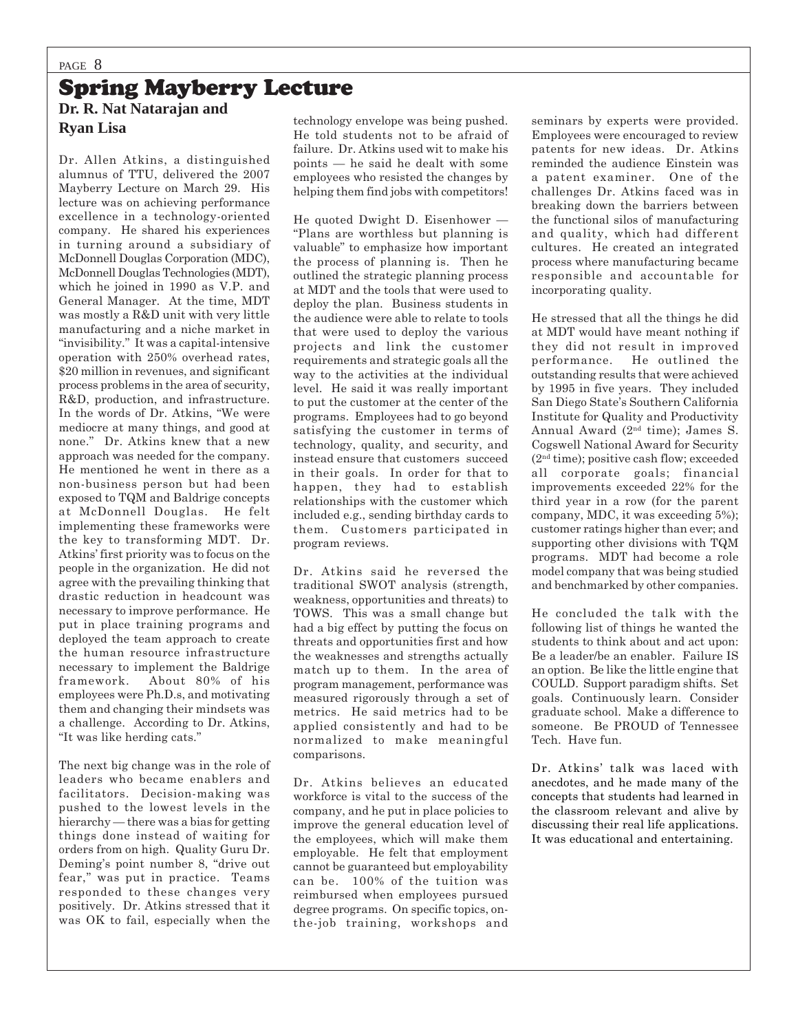# Spring Mayberry Lecture

**Dr. R. Nat Natarajan and Ryan Lisa**

Dr. Allen Atkins, a distinguished alumnus of TTU, delivered the 2007 Mayberry Lecture on March 29. His lecture was on achieving performance excellence in a technology-oriented company. He shared his experiences in turning around a subsidiary of McDonnell Douglas Corporation (MDC), McDonnell Douglas Technologies (MDT), which he joined in 1990 as V.P. and General Manager. At the time, MDT was mostly a R&D unit with very little manufacturing and a niche market in "invisibility." It was a capital-intensive operation with 250% overhead rates, $20 million in revenues, and significant process problems in the area of security, R&D, production, and infrastructure. In the words of Dr. Atkins, "We were mediocre at many things, and good at none." Dr. Atkins knew that a new approach was needed for the company. He mentioned he went in there as a non-business person but had been exposed to TQM and Baldrige concepts at McDonnell Douglas. He felt implementing these frameworks were the key to transforming MDT. Dr. Atkins' first priority was to focus on the people in the organization. He did not agree with the prevailing thinking that drastic reduction in headcount was necessary to improve performance. He put in place training programs and deployed the team approach to create the human resource infrastructure necessary to implement the Baldrige framework. About 80% of his employees were Ph.D.s, and motivating them and changing their mindsets was a challenge. According to Dr. Atkins, "It was like herding cats."

The next big change was in the role of leaders who became enablers and facilitators. Decision-making was pushed to the lowest levels in the hierarchy — there was a bias for getting things done instead of waiting for orders from on high. Quality Guru Dr. Deming's point number 8, "drive out fear," was put in practice. Teams responded to these changes very positively. Dr. Atkins stressed that it was OK to fail, especially when the technology envelope was being pushed. He told students not to be afraid of failure. Dr. Atkins used wit to make his points — he said he dealt with some employees who resisted the changes by helping them find jobs with competitors!

He quoted Dwight D. Eisenhower — "Plans are worthless but planning is valuable" to emphasize how important the process of planning is. Then he outlined the strategic planning process at MDT and the tools that were used to deploy the plan. Business students in the audience were able to relate to tools that were used to deploy the various projects and link the customer requirements and strategic goals all the way to the activities at the individual level. He said it was really important to put the customer at the center of the programs. Employees had to go beyond satisfying the customer in terms of technology, quality, and security, and instead ensure that customers succeed in their goals. In order for that to happen, they had to establish relationships with the customer which included e.g., sending birthday cards to them. Customers participated in program reviews.

Dr. Atkins said he reversed the traditional SWOT analysis (strength, weakness, opportunities and threats) to TOWS. This was a small change but had a big effect by putting the focus on threats and opportunities first and how the weaknesses and strengths actually match up to them. In the area of program management, performance was measured rigorously through a set of metrics. He said metrics had to be applied consistently and had to be normalized to make meaningful comparisons.

Dr. Atkins believes an educated workforce is vital to the success of the company, and he put in place policies to improve the general education level of the employees, which will make them employable. He felt that employment cannot be guaranteed but employability can be. 100% of the tuition was reimbursed when employees pursued degree programs. On specific topics, on-the-job training, workshops and seminars by experts were provided. Employees were encouraged to review patents for new ideas. Dr. Atkins reminded the audience Einstein was a patent examiner. One of the challenges Dr. Atkins faced was in breaking down the barriers between the functional silos of manufacturing and quality, which had different cultures. He created an integrated process where manufacturing became responsible and accountable for incorporating quality.

He stressed that all the things he did at MDT would have meant nothing if they did not result in improved performance. He outlined the outstanding results that were achieved by 1995 in five years. They included San Diego State's Southern California Institute for Quality and Productivity Annual Award (2nd time); James S. Cogswell National Award for Security (2nd time); positive cash flow; exceeded all corporate goals; financial improvements exceeded 22% for the third year in a row (for the parent company, MDC, it was exceeding 5%); customer ratings higher than ever; and supporting other divisions with TQM programs. MDT had become a role model company that was being studied and benchmarked by other companies.

He concluded the talk with the following list of things he wanted the students to think about and act upon: Be a leader/be an enabler. Failure IS an option. Be like the little engine that COULD. Support paradigm shifts. Set goals. Continuously learn. Consider graduate school. Make a difference to someone. Be PROUD of Tennessee Tech. Have fun.

Dr. Atkins' talk was laced with anecdotes, and he made many of the concepts that students had learned in the classroom relevant and alive by discussing their real life applications. It was educational and entertaining.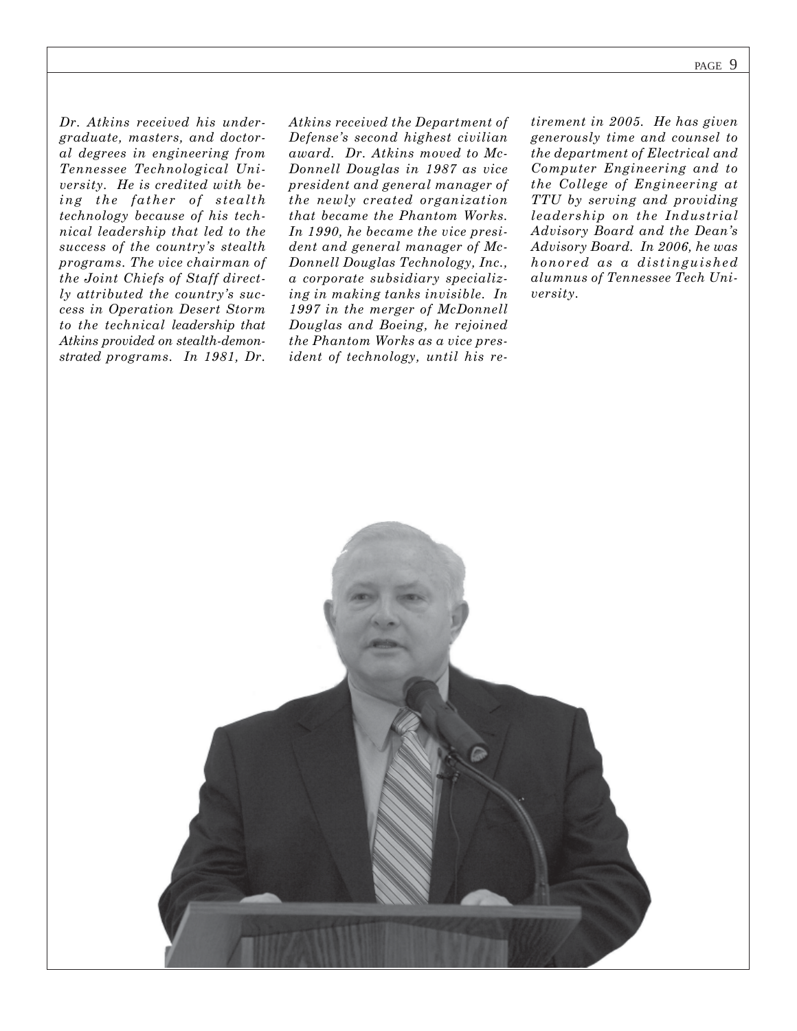*Dr. Atkins received his undergraduate, masters, and doctoral degrees in engineering from Tennessee Technological University. He is credited with being the father of stealth technology because of his technical leadership that led to the success of the country's stealth programs. The vice chairman of the Joint Chiefs of Staff directly attributed the country's success in Operation Desert Storm to the technical leadership that Atkins provided on stealth-demonstrated programs. In 1981, Dr. Atkins received the Department of Defense's second highest civilian award. Dr. Atkins moved to McDonnell Douglas in 1987 as vice president and general manager of the newly created organization that became the Phantom Works. In 1990, he became the vice president and general manager of McDonnell Douglas Technology, Inc., a corporate subsidiary specializing in making tanks invisible. In 1997 in the merger of McDonnell Douglas and Boeing, he rejoined the Phantom Works as a vice president of technology, until his retirement in 2005. He has given generously time and counsel to the department of Electrical and Computer Engineering and to the College of Engineering at TTU by serving and providing leadership on the Industrial Advisory Board and the Dean's Advisory Board. In 2006, he was honored as a distinguished alumnus of Tennessee Tech University.*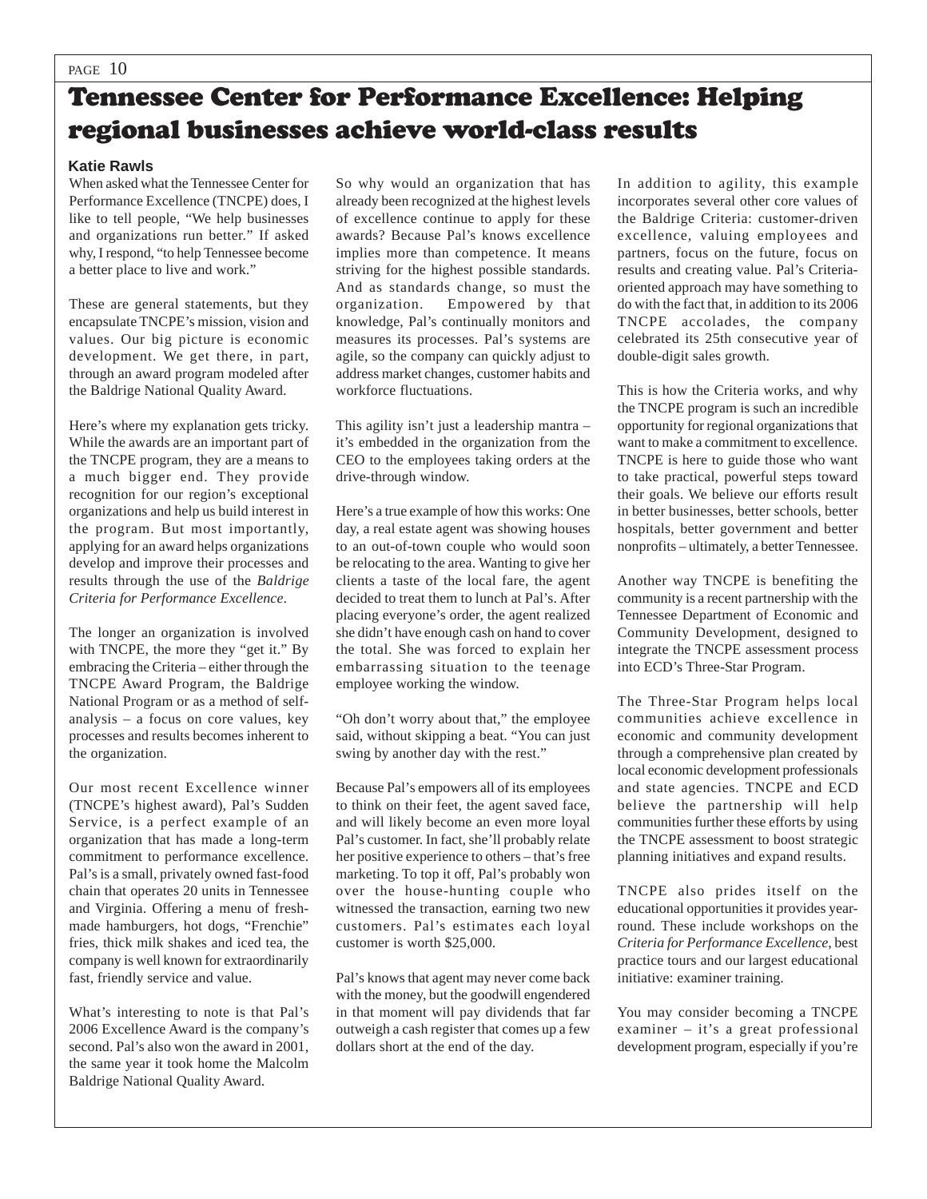# Tennessee Center for Performance Excellence: Helping regional businesses achieve world-class results

**Katie Rawls**

When asked what the Tennessee Center for Performance Excellence (TNCPE) does, I like to tell people, "We help businesses and organizations run better." If asked why, I respond, "to help Tennessee become a better place to live and work."

These are general statements, but they encapsulate TNCPE's mission, vision and values. Our big picture is economic development. We get there, in part, through an award program modeled after the Baldrige National Quality Award.

Here's where my explanation gets tricky. While the awards are an important part of the TNCPE program, they are a means to a much bigger end. They provide recognition for our region's exceptional organizations and help us build interest in the program. But most importantly, applying for an award helps organizations develop and improve their processes and results through the use of the *Baldrige Criteria for Performance Excellence*.

The longer an organization is involved with TNCPE, the more they "get it." By embracing the Criteria – either through the TNCPE Award Program, the Baldrige National Program or as a method of self-analysis – a focus on core values, key processes and results becomes inherent to the organization.

Our most recent Excellence winner (TNCPE's highest award), Pal's Sudden Service, is a perfect example of an organization that has made a long-term commitment to performance excellence. Pal's is a small, privately owned fast-food chain that operates 20 units in Tennessee and Virginia. Offering a menu of fresh-made hamburgers, hot dogs, "Frenchie" fries, thick milk shakes and iced tea, the company is well known for extraordinarily fast, friendly service and value.

What's interesting to note is that Pal's 2006 Excellence Award is the company's second. Pal's also won the award in 2001, the same year it took home the Malcolm Baldrige National Quality Award.

So why would an organization that has already been recognized at the highest levels of excellence continue to apply for these awards? Because Pal's knows excellence implies more than competence. It means striving for the highest possible standards. And as standards change, so must the organization. Empowered by that knowledge, Pal's continually monitors and measures its processes. Pal's systems are agile, so the company can quickly adjust to address market changes, customer habits and workforce fluctuations.

This agility isn't just a leadership mantra – it's embedded in the organization from the CEO to the employees taking orders at the drive-through window.

Here's a true example of how this works: One day, a real estate agent was showing houses to an out-of-town couple who would soon be relocating to the area. Wanting to give her clients a taste of the local fare, the agent decided to treat them to lunch at Pal's. After placing everyone's order, the agent realized she didn't have enough cash on hand to cover the total. She was forced to explain her embarrassing situation to the teenage employee working the window.

"Oh don't worry about that," the employee said, without skipping a beat. "You can just swing by another day with the rest."

Because Pal's empowers all of its employees to think on their feet, the agent saved face, and will likely become an even more loyal Pal's customer. In fact, she'll probably relate her positive experience to others – that's free marketing. To top it off, Pal's probably won over the house-hunting couple who witnessed the transaction, earning two new customers. Pal's estimates each loyal customer is worth $25,000.

Pal's knows that agent may never come back with the money, but the goodwill engendered in that moment will pay dividends that far outweigh a cash register that comes up a few dollars short at the end of the day.

In addition to agility, this example incorporates several other core values of the Baldrige Criteria: customer-driven excellence, valuing employees and partners, focus on the future, focus on results and creating value. Pal's Criteria-oriented approach may have something to do with the fact that, in addition to its 2006 TNCPE accolades, the company celebrated its 25th consecutive year of double-digit sales growth.

This is how the Criteria works, and why the TNCPE program is such an incredible opportunity for regional organizations that want to make a commitment to excellence. TNCPE is here to guide those who want to take practical, powerful steps toward their goals. We believe our efforts result in better businesses, better schools, better hospitals, better government and better nonprofits – ultimately, a better Tennessee.

Another way TNCPE is benefiting the community is a recent partnership with the Tennessee Department of Economic and Community Development, designed to integrate the TNCPE assessment process into ECD's Three-Star Program.

The Three-Star Program helps local communities achieve excellence in economic and community development through a comprehensive plan created by local economic development professionals and state agencies. TNCPE and ECD believe the partnership will help communities further these efforts by using the TNCPE assessment to boost strategic planning initiatives and expand results.

TNCPE also prides itself on the educational opportunities it provides year-round. These include workshops on the *Criteria for Performance Excellence*, best practice tours and our largest educational initiative: examiner training.

You may consider becoming a TNCPE examiner – it's a great professional development program, especially if you're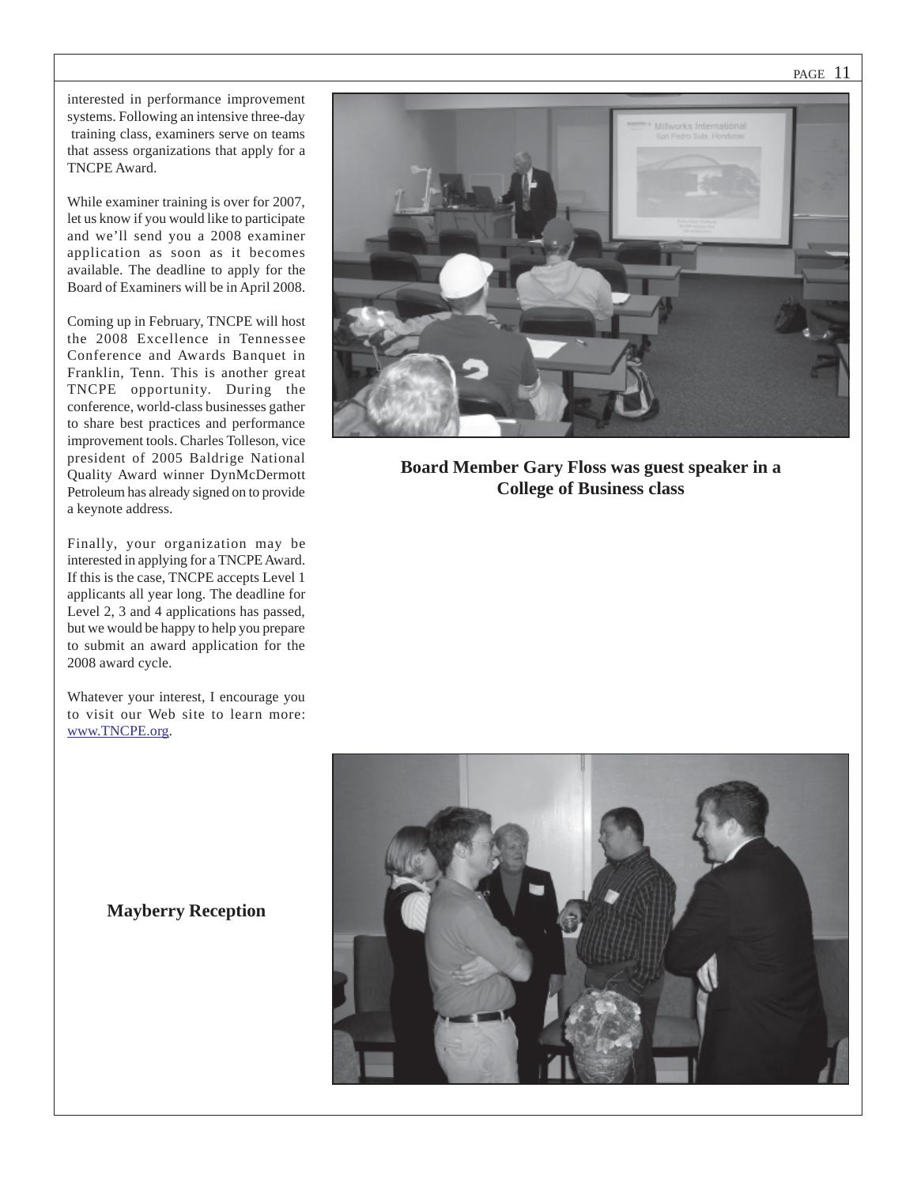interested in performance improvement systems. Following an intensive three-day training class, examiners serve on teams that assess organizations that apply for a TNCPE Award.

While examiner training is over for 2007, let us know if you would like to participate and we'll send you a 2008 examiner application as soon as it becomes available. The deadline to apply for the Board of Examiners will be in April 2008.

Coming up in February, TNCPE will host the 2008 Excellence in Tennessee Conference and Awards Banquet in Franklin, Tenn. This is another great TNCPE opportunity. During the conference, world-class businesses gather to share best practices and performance improvement tools. Charles Tolleson, vice president of 2005 Baldrige National Quality Award winner DynMcDermott Petroleum has already signed on to provide a keynote address.

Finally, your organization may be interested in applying for a TNCPE Award. If this is the case, TNCPE accepts Level 1 applicants all year long. The deadline for Level 2, 3 and 4 applications has passed, but we would be happy to help you prepare to submit an award application for the 2008 award cycle.

Whatever your interest, I encourage you to visit our Web site to learn more: www.TNCPE.org.

**Board Member Gary Floss was guest speaker in a College of Business class**

**Mayberry Reception**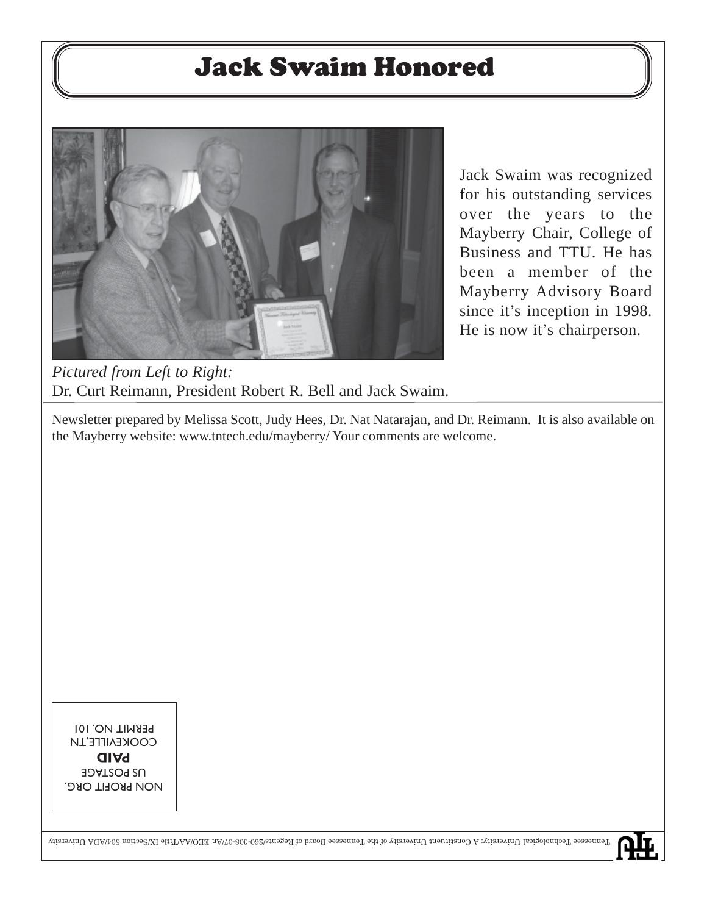# Jack Swaim Honored

Jack Swaim was recognized for his outstanding services over the years to the Mayberry Chair, College of Business and TTU. He has been a member of the Mayberry Advisory Board since it's inception in 1998. He is now it's chairperson.

*Pictured from Left to Right:*
Dr. Curt Reimann, President Robert R. Bell and Jack Swaim.

Newsletter prepared by Melissa Scott, Judy Hees, Dr. Nat Natarajan, and Dr. Reimann. It is also available on the Mayberry website: www.tntech.edu/mayberry/ Your comments are welcome.

NON PROFIT ORG.
US POSTAGE
**PAID**
COOKEVILLE,TN
PERMIT NO. 101

Tennessee Technological University: A Constituent University of the Tennessee Board of Regents/260-308-07/An EEO/AA/Title IX/Section 504/ADA University